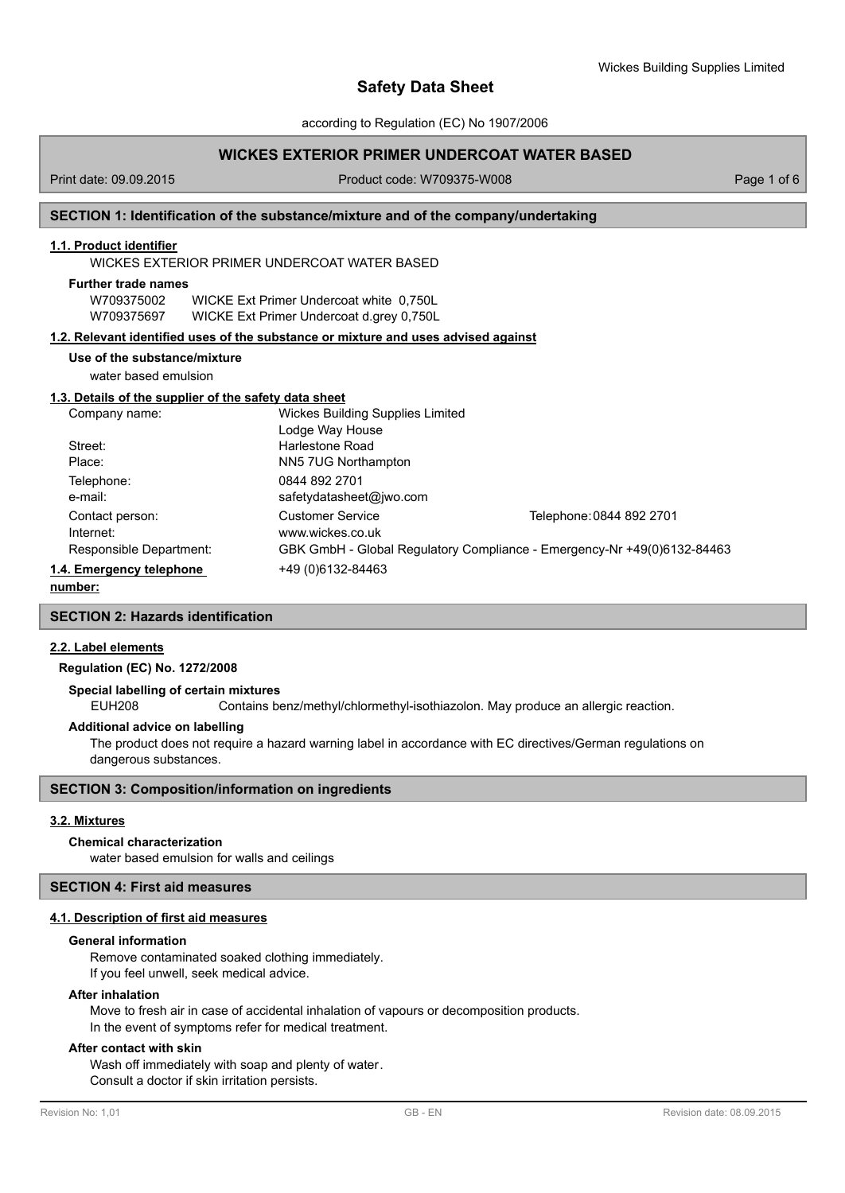# Safety Data Sheet

according to Regulation (EC) No 1907/2006

## WICKES EXTERIOR PRIMER UNDERCOAT WATER BASED

Print date: 09.09.2015 Product code: W709375-W008

## SECTION 1: Identification of the substance/mixture and of the company/undertaking

### 1.1. Product identifier

WICKES EXTERIOR PRIMER UNDERCOAT WATER BASED

**Further trade names**

| | |
|---|---|
| W709375002 | WICKE Ext Primer Undercoat white 0,750L |
| W709375697 | WICKE Ext Primer Undercoat d.grey 0,750L |

### 1.2. Relevant identified uses of the substance or mixture and uses advised against

**Use of the substance/mixture**

water based emulsion

### 1.3. Details of the supplier of the safety data sheet

| | | |
|---|---|---|
| Company name: | Wickes Building Supplies Limited<br>Lodge Way House | |
| Street: | Harlestone Road | |
| Place: | NN5 7UG Northampton | |
| Telephone: | 0844 892 2701 | |
| e-mail: | safetydatasheet@jwo.com | |
| Contact person: | Customer Service | Telephone: 0844 892 2701 |
| Internet: | www.wickes.co.uk | |
| Responsible Department: | GBK GmbH - Global Regulatory Compliance - Emergency-Nr +49(0)6132-84463 | |

### 1.4. Emergency telephone number:

+49 (0)6132-84463

## SECTION 2: Hazards identification

### 2.2. Label elements

**Regulation (EC) No. 1272/2008**

**Special labelling of certain mixtures**

EUH208 Contains benz/methyl/chlormethyl-isothiazolon. May produce an allergic reaction.

**Additional advice on labelling**

The product does not require a hazard warning label in accordance with EC directives/German regulations on dangerous substances.

## SECTION 3: Composition/information on ingredients

### 3.2. Mixtures

**Chemical characterization**

water based emulsion for walls and ceilings

## SECTION 4: First aid measures

### 4.1. Description of first aid measures

**General information**

Remove contaminated soaked clothing immediately.
If you feel unwell, seek medical advice.

**After inhalation**

Move to fresh air in case of accidental inhalation of vapours or decomposition products.
In the event of symptoms refer for medical treatment.

**After contact with skin**

Wash off immediately with soap and plenty of water.
Consult a doctor if skin irritation persists.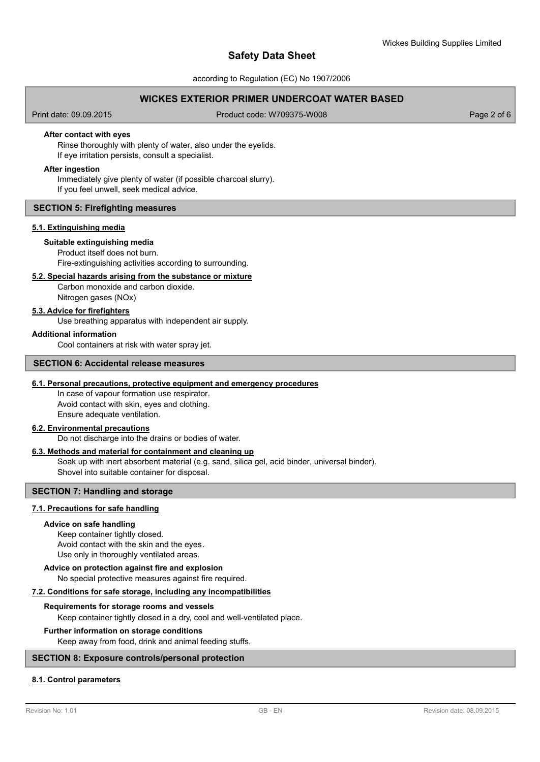#### After contact with eyes

Rinse thoroughly with plenty of water, also under the eyelids.
If eye irritation persists, consult a specialist.

#### After ingestion

Immediately give plenty of water (if possible charcoal slurry).
If you feel unwell, seek medical advice.

## SECTION 5: Firefighting measures

### 5.1. Extinguishing media

#### Suitable extinguishing media

Product itself does not burn.
Fire-extinguishing activities according to surrounding.

### 5.2. Special hazards arising from the substance or mixture

Carbon monoxide and carbon dioxide.
Nitrogen gases (NOx)

### 5.3. Advice for firefighters

Use breathing apparatus with independent air supply.

#### Additional information

Cool containers at risk with water spray jet.

## SECTION 6: Accidental release measures

### 6.1. Personal precautions, protective equipment and emergency procedures

In case of vapour formation use respirator.
Avoid contact with skin, eyes and clothing.
Ensure adequate ventilation.

### 6.2. Environmental precautions

Do not discharge into the drains or bodies of water.

### 6.3. Methods and material for containment and cleaning up

Soak up with inert absorbent material (e.g. sand, silica gel, acid binder, universal binder).
Shovel into suitable container for disposal.

## SECTION 7: Handling and storage

### 7.1. Precautions for safe handling

#### Advice on safe handling

Keep container tightly closed.
Avoid contact with the skin and the eyes.
Use only in thoroughly ventilated areas.

#### Advice on protection against fire and explosion

No special protective measures against fire required.

### 7.2. Conditions for safe storage, including any incompatibilities

#### Requirements for storage rooms and vessels

Keep container tightly closed in a dry, cool and well-ventilated place.

#### Further information on storage conditions

Keep away from food, drink and animal feeding stuffs.

## SECTION 8: Exposure controls/personal protection

### 8.1. Control parameters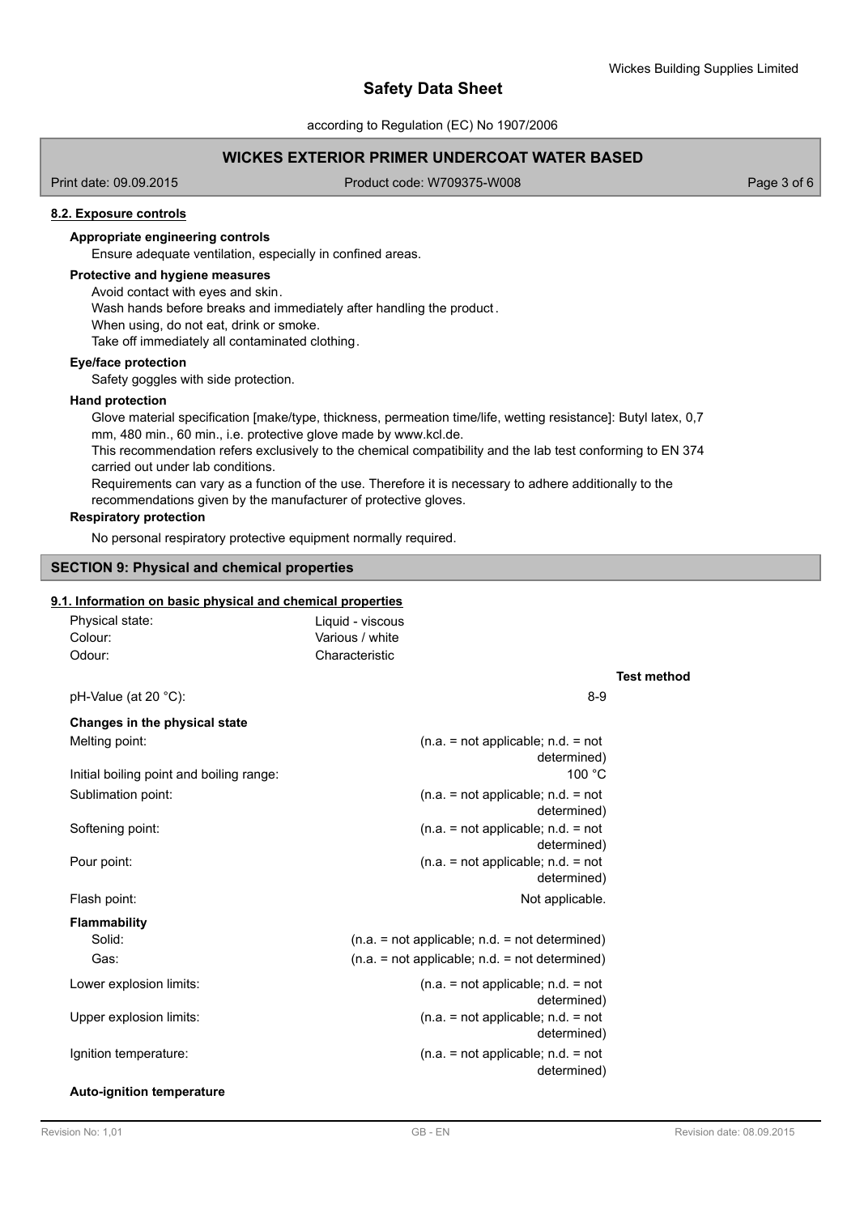#### 8.2. Exposure controls

**Appropriate engineering controls**

Ensure adequate ventilation, especially in confined areas.

**Protective and hygiene measures**

Avoid contact with eyes and skin.
Wash hands before breaks and immediately after handling the product.
When using, do not eat, drink or smoke.
Take off immediately all contaminated clothing.

**Eye/face protection**

Safety goggles with side protection.

**Hand protection**

Glove material specification [make/type, thickness, permeation time/life, wetting resistance]: Butyl latex, 0,7 mm, 480 min., 60 min., i.e. protective glove made by www.kcl.de.
This recommendation refers exclusively to the chemical compatibility and the lab test conforming to EN 374 carried out under lab conditions.
Requirements can vary as a function of the use. Therefore it is necessary to adhere additionally to the recommendations given by the manufacturer of protective gloves.

**Respiratory protection**

No personal respiratory protective equipment normally required.

## SECTION 9: Physical and chemical properties

#### 9.1. Information on basic physical and chemical properties

| | | |
|---|---|---|
| Physical state: | Liquid - viscous | |
| Colour: | Various / white | |
| Odour: | Characteristic | |
| | | **Test method** |
| pH-Value (at 20 °C): | 8-9 | |
| **Changes in the physical state** | | |
| Melting point: | (n.a. = not applicable; n.d. = not determined) | |
| Initial boiling point and boiling range: | 100 °C | |
| Sublimation point: | (n.a. = not applicable; n.d. = not determined) | |
| Softening point: | (n.a. = not applicable; n.d. = not determined) | |
| Pour point: | (n.a. = not applicable; n.d. = not determined) | |
| Flash point: | Not applicable. | |
| **Flammability** | | |
| Solid: | (n.a. = not applicable; n.d. = not determined) | |
| Gas: | (n.a. = not applicable; n.d. = not determined) | |
| Lower explosion limits: | (n.a. = not applicable; n.d. = not determined) | |
| Upper explosion limits: | (n.a. = not applicable; n.d. = not determined) | |
| Ignition temperature: | (n.a. = not applicable; n.d. = not determined) | |

**Auto-ignition temperature**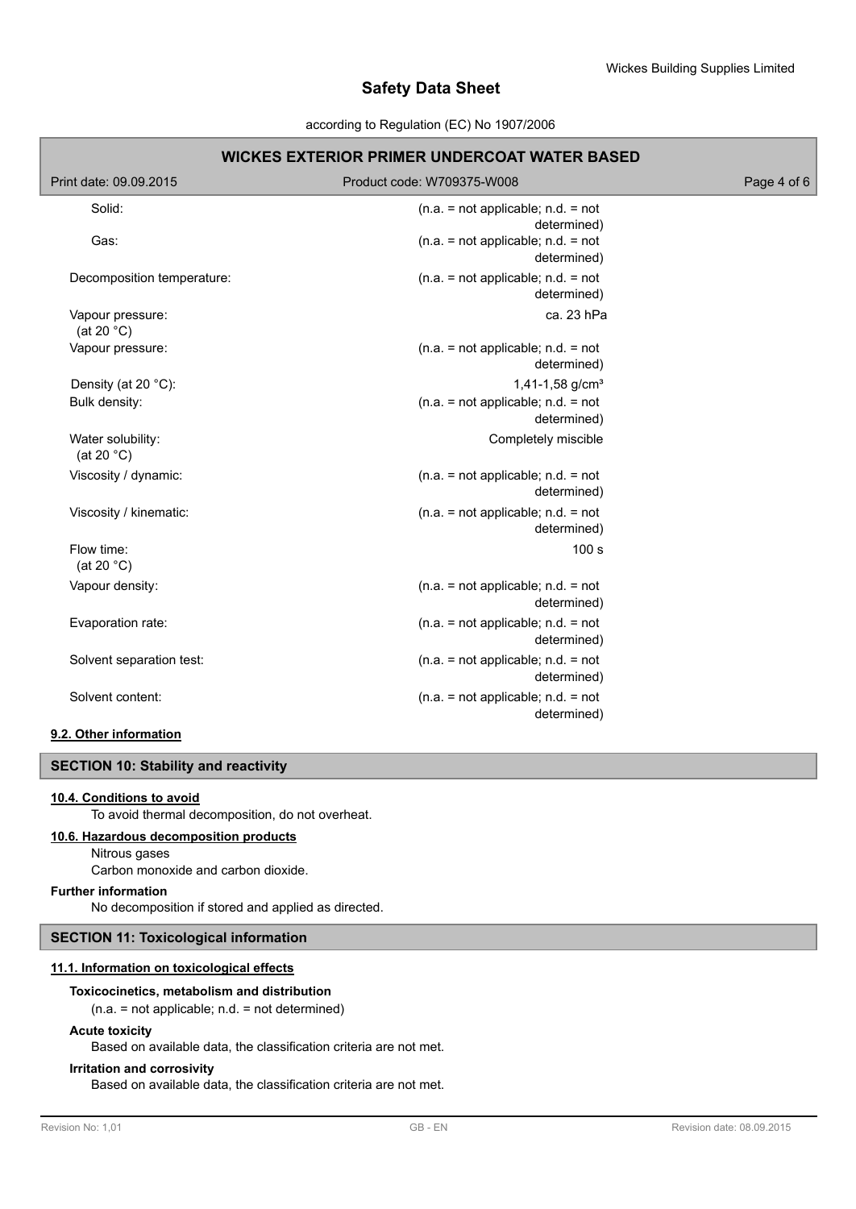| | |
|---|---|
| Solid: | (n.a. = not applicable; n.d. = not determined) |
| Gas: | (n.a. = not applicable; n.d. = not determined) |
| Decomposition temperature: | (n.a. = not applicable; n.d. = not determined) |
| Vapour pressure: (at 20 °C) | ca. 23 hPa |
| Vapour pressure: | (n.a. = not applicable; n.d. = not determined) |
| Density (at 20 °C): | 1,41-1,58 g/cm³ |
| Bulk density: | (n.a. = not applicable; n.d. = not determined) |
| Water solubility: (at 20 °C) | Completely miscible |
| Viscosity / dynamic: | (n.a. = not applicable; n.d. = not determined) |
| Viscosity / kinematic: | (n.a. = not applicable; n.d. = not determined) |
| Flow time: (at 20 °C) | 100 s |
| Vapour density: | (n.a. = not applicable; n.d. = not determined) |
| Evaporation rate: | (n.a. = not applicable; n.d. = not determined) |
| Solvent separation test: | (n.a. = not applicable; n.d. = not determined) |
| Solvent content: | (n.a. = not applicable; n.d. = not determined) |

**9.2. Other information**

## SECTION 10: Stability and reactivity

**10.4. Conditions to avoid**

To avoid thermal decomposition, do not overheat.

**10.6. Hazardous decomposition products**

Nitrous gases

Carbon monoxide and carbon dioxide.

**Further information**

No decomposition if stored and applied as directed.

## SECTION 11: Toxicological information

**11.1. Information on toxicological effects**

**Toxicocinetics, metabolism and distribution**

(n.a. = not applicable; n.d. = not determined)

**Acute toxicity**

Based on available data, the classification criteria are not met.

**Irritation and corrosivity**

Based on available data, the classification criteria are not met.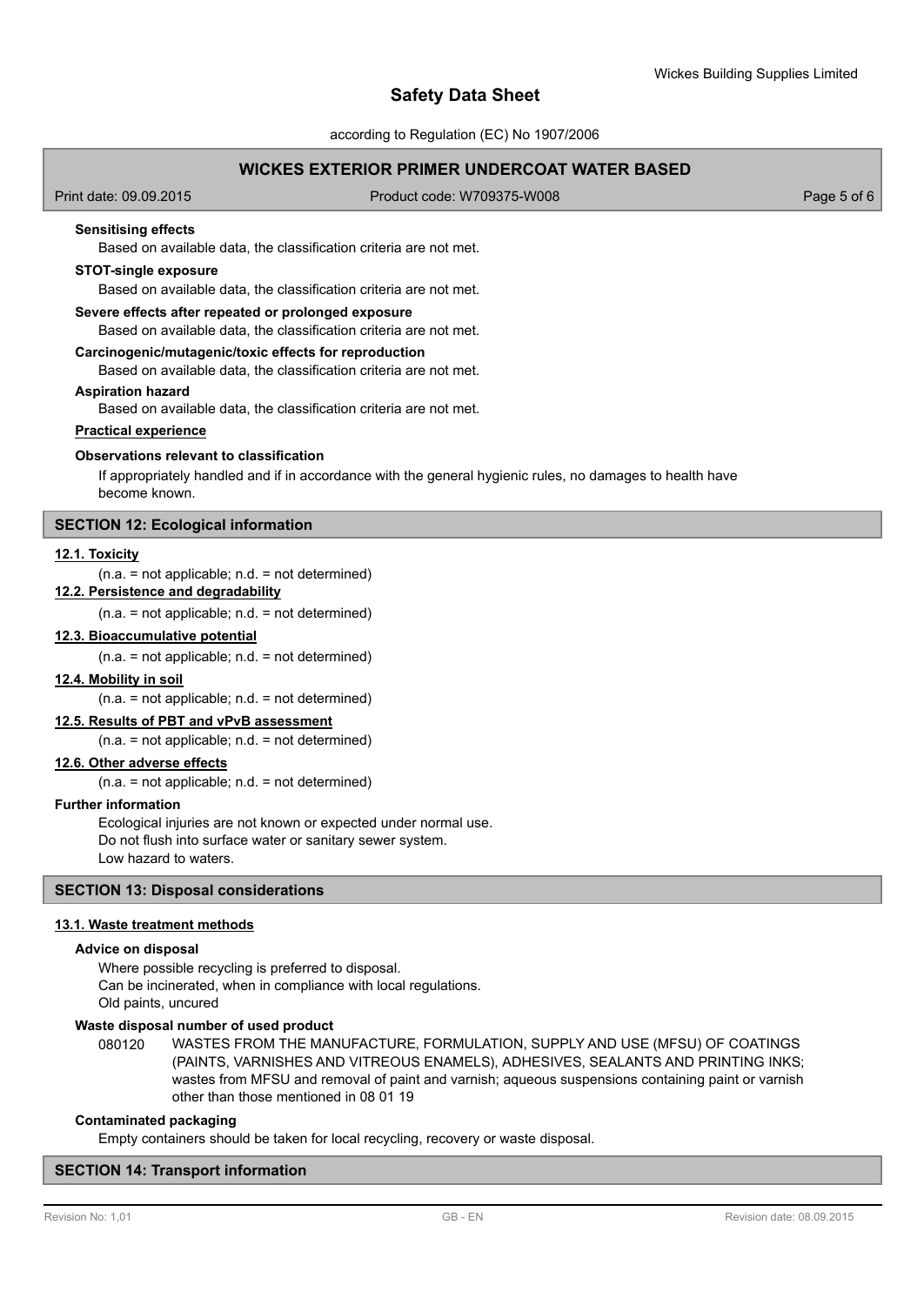**Sensitising effects**

Based on available data, the classification criteria are not met.

**STOT-single exposure**

Based on available data, the classification criteria are not met.

**Severe effects after repeated or prolonged exposure**

Based on available data, the classification criteria are not met.

**Carcinogenic/mutagenic/toxic effects for reproduction**

Based on available data, the classification criteria are not met.

**Aspiration hazard**

Based on available data, the classification criteria are not met.

**Practical experience**

**Observations relevant to classification**

If appropriately handled and if in accordance with the general hygienic rules, no damages to health have become known.

## SECTION 12: Ecological information

### 12.1. Toxicity

(n.a. = not applicable; n.d. = not determined)

### 12.2. Persistence and degradability

(n.a. = not applicable; n.d. = not determined)

### 12.3. Bioaccumulative potential

(n.a. = not applicable; n.d. = not determined)

### 12.4. Mobility in soil

(n.a. = not applicable; n.d. = not determined)

### 12.5. Results of PBT and vPvB assessment

(n.a. = not applicable; n.d. = not determined)

### 12.6. Other adverse effects

(n.a. = not applicable; n.d. = not determined)

**Further information**

Ecological injuries are not known or expected under normal use.
Do not flush into surface water or sanitary sewer system.
Low hazard to waters.

## SECTION 13: Disposal considerations

### 13.1. Waste treatment methods

**Advice on disposal**

Where possible recycling is preferred to disposal.
Can be incinerated, when in compliance with local regulations.
Old paints, uncured

**Waste disposal number of used product**

080120 WASTES FROM THE MANUFACTURE, FORMULATION, SUPPLY AND USE (MFSU) OF COATINGS (PAINTS, VARNISHES AND VITREOUS ENAMELS), ADHESIVES, SEALANTS AND PRINTING INKS; wastes from MFSU and removal of paint and varnish; aqueous suspensions containing paint or varnish other than those mentioned in 08 01 19

**Contaminated packaging**

Empty containers should be taken for local recycling, recovery or waste disposal.

## SECTION 14: Transport information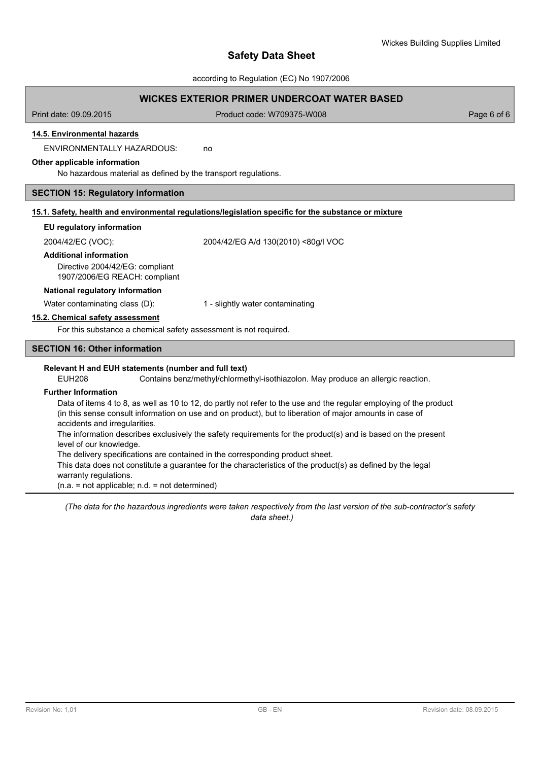#### 14.5. Environmental hazards

ENVIRONMENTALLY HAZARDOUS: no

**Other applicable information**

No hazardous material as defined by the transport regulations.

## SECTION 15: Regulatory information

#### 15.1. Safety, health and environmental regulations/legislation specific for the substance or mixture

**EU regulatory information**

2004/42/EC (VOC): 2004/42/EG A/d 130(2010) <80g/l VOC

**Additional information**

Directive 2004/42/EG: compliant
1907/2006/EG REACH: compliant

**National regulatory information**

Water contaminating class (D): 1 - slightly water contaminating

#### 15.2. Chemical safety assessment

For this substance a chemical safety assessment is not required.

## SECTION 16: Other information

**Relevant H and EUH statements (number and full text)**

EUH208 Contains benz/methyl/chlormethyl-isothiazolon. May produce an allergic reaction.

**Further Information**

Data of items 4 to 8, as well as 10 to 12, do partly not refer to the use and the regular employing of the product (in this sense consult information on use and on product), but to liberation of major amounts in case of accidents and irregularities.
The information describes exclusively the safety requirements for the product(s) and is based on the present level of our knowledge.
The delivery specifications are contained in the corresponding product sheet.
This data does not constitute a guarantee for the characteristics of the product(s) as defined by the legal warranty regulations.
(n.a. = not applicable; n.d. = not determined)

*(The data for the hazardous ingredients were taken respectively from the last version of the sub-contractor's safety data sheet.)*